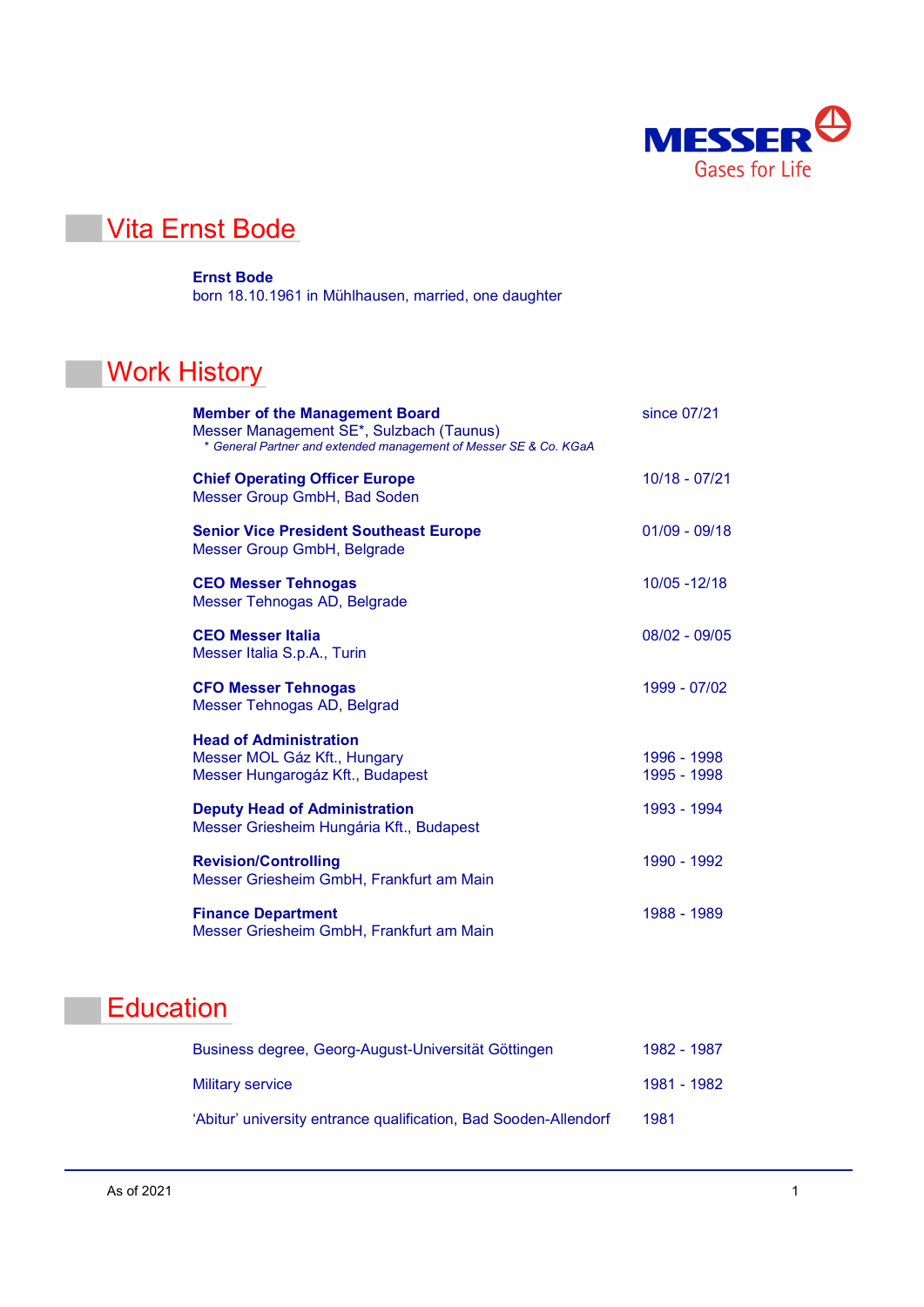MESSER
Gases for Life

# Vita Ernst Bode

**Ernst Bode**
born 18.10.1961 in Mühlhausen, married, one daughter

# Work History

| | |
|---|---|
| **Member of the Management Board**<br>Messer Management SE*, Sulzbach (Taunus)<br>*\* General Partner and extended management of Messer SE & Co. KGaA* | since 07/21 |
| **Chief Operating Officer Europe**<br>Messer Group GmbH, Bad Soden | 10/18 - 07/21 |
| **Senior Vice President Southeast Europe**<br>Messer Group GmbH, Belgrade | 01/09 - 09/18 |
| **CEO Messer Tehnogas**<br>Messer Tehnogas AD, Belgrade | 10/05 -12/18 |
| **CEO Messer Italia**<br>Messer Italia S.p.A., Turin | 08/02 - 09/05 |
| **CFO Messer Tehnogas**<br>Messer Tehnogas AD, Belgrad | 1999 - 07/02 |
| **Head of Administration**<br>Messer MOL Gáz Kft., Hungary<br>Messer Hungarogáz Kft., Budapest | <br>1996 - 1998<br>1995 - 1998 |
| **Deputy Head of Administration**<br>Messer Griesheim Hungária Kft., Budapest | 1993 - 1994 |
| **Revision/Controlling**<br>Messer Griesheim GmbH, Frankfurt am Main | 1990 - 1992 |
| **Finance Department**<br>Messer Griesheim GmbH, Frankfurt am Main | 1988 - 1989 |

# Education

| | |
|---|---|
| Business degree, Georg-August-Universität Göttingen | 1982 - 1987 |
| Military service | 1981 - 1982 |
| 'Abitur' university entrance qualification, Bad Sooden-Allendorf | 1981 |

As of 2021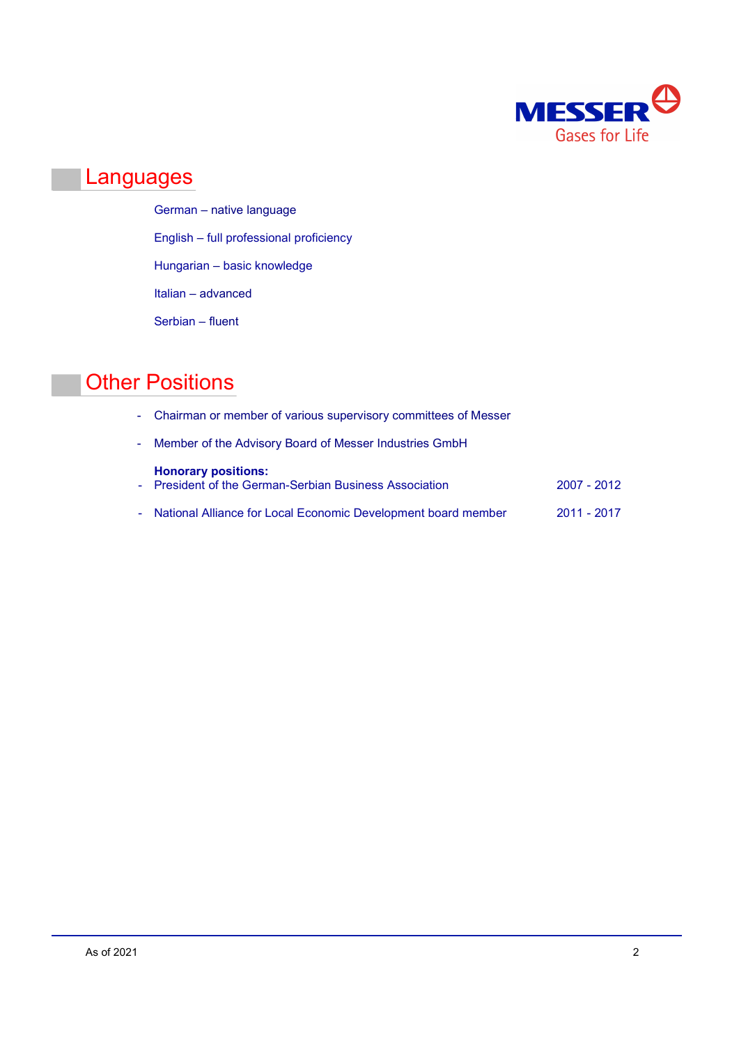## Languages

German – native language

English – full professional proficiency

Hungarian – basic knowledge

Italian – advanced

Serbian – fluent

## Other Positions

- Chairman or member of various supervisory committees of Messer
- Member of the Advisory Board of Messer Industries GmbH

**Honorary positions:**

- President of the German-Serbian Business Association 2007 - 2012
- National Alliance for Local Economic Development board member 2011 - 2017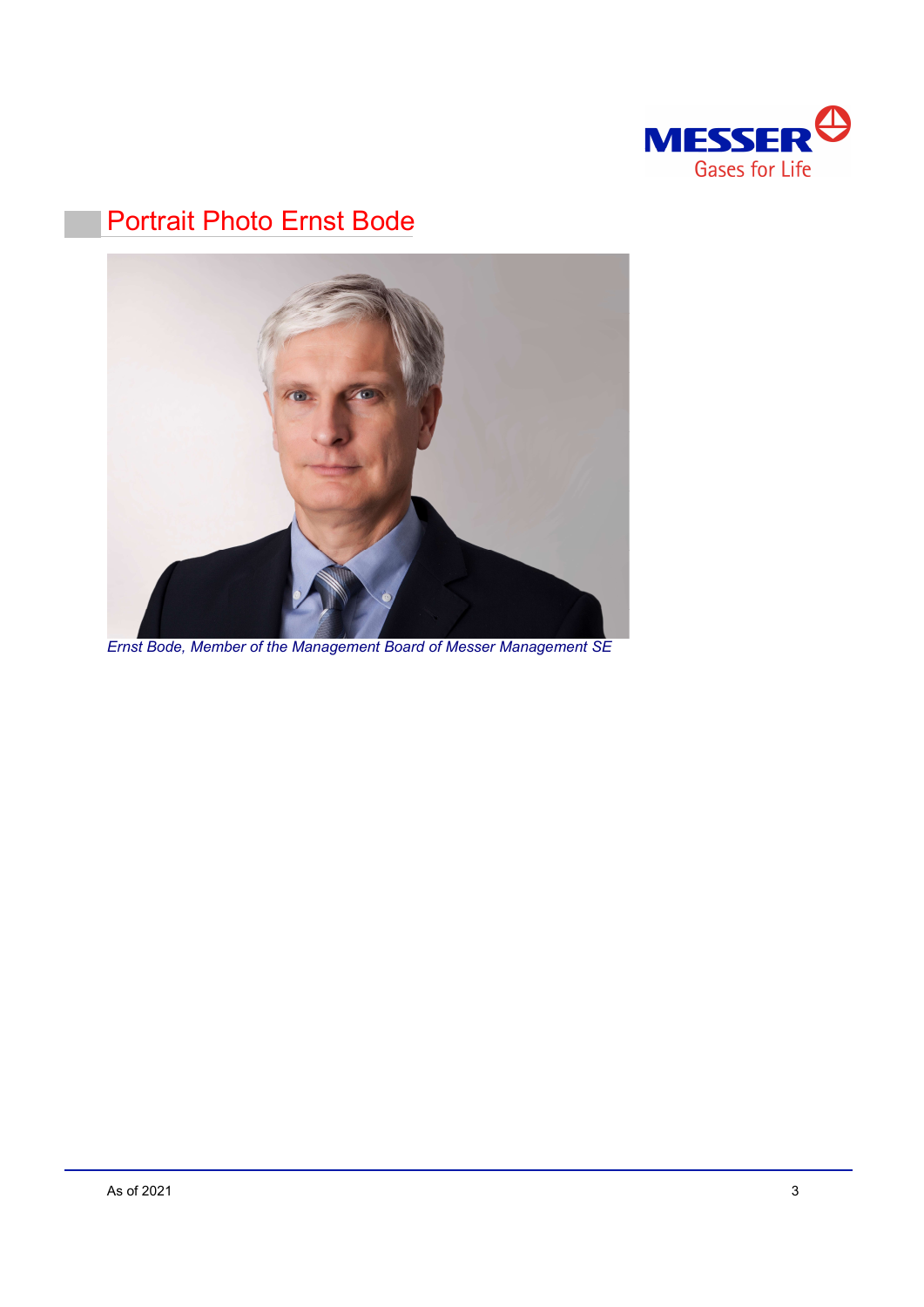## Portrait Photo Ernst Bode

*Ernst Bode, Member of the Management Board of Messer Management SE*

As of 2021